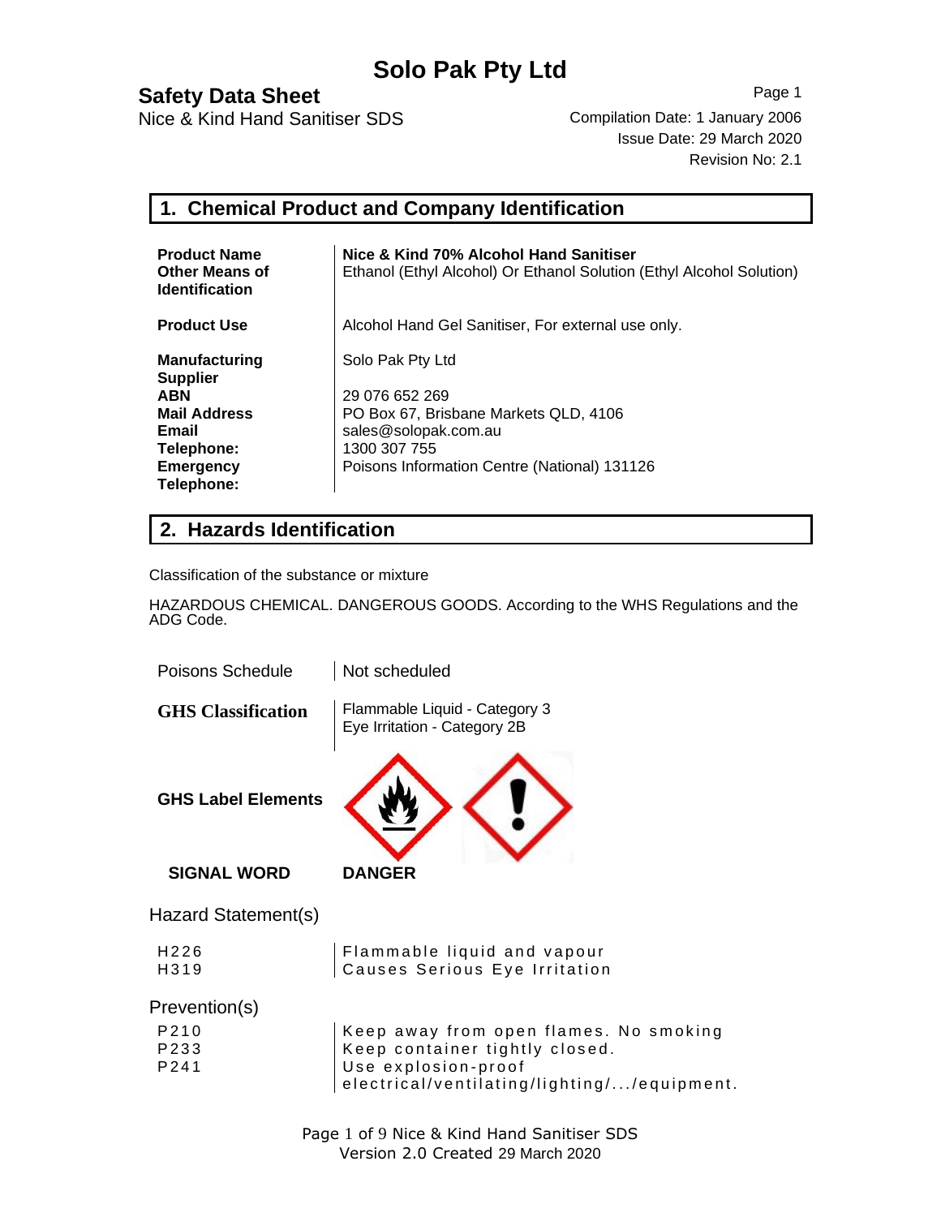# Solo Pak Pty Ltd

## Safety Data Sheet

Nice & Kind Hand Sanitiser SDS

Compilation Date: 1 January 2006
Issue Date: 29 March 2020
Revision No: 2.1

## 1. Chemical Product and Company Identification

| | |
|---|---|
| **Product Name** | **Nice & Kind 70% Alcohol Hand Sanitiser** |
| **Other Means of Identification** | Ethanol (Ethyl Alcohol) Or Ethanol Solution (Ethyl Alcohol Solution) |
| **Product Use** | Alcohol Hand Gel Sanitiser, For external use only. |
| **Manufacturing Supplier** | Solo Pak Pty Ltd |
| **ABN** | 29 076 652 269 |
| **Mail Address** | PO Box 67, Brisbane Markets QLD, 4106 |
| **Email** | sales@solopak.com.au |
| **Telephone:** | 1300 307 755 |
| **Emergency Telephone:** | Poisons Information Centre (National) 131126 |

## 2. Hazards Identification

Classification of the substance or mixture

HAZARDOUS CHEMICAL. DANGEROUS GOODS. According to the WHS Regulations and the ADG Code.

| | |
|---|---|
| Poisons Schedule | Not scheduled |
| **GHS Classification** | Flammable Liquid - Category 3<br>Eye Irritation - Category 2B |

**GHS Label Elements**

**SIGNAL WORD** **DANGER**

### Hazard Statement(s)

| | |
|---|---|
| H226 | Flammable liquid and vapour |
| H319 | Causes Serious Eye Irritation |

### Prevention(s)

| | |
|---|---|
| P210 | Keep away from open flames. No smoking |
| P233 | Keep container tightly closed. |
| P241 | Use explosion-proof electrical/ventilating/lighting/.../equipment. |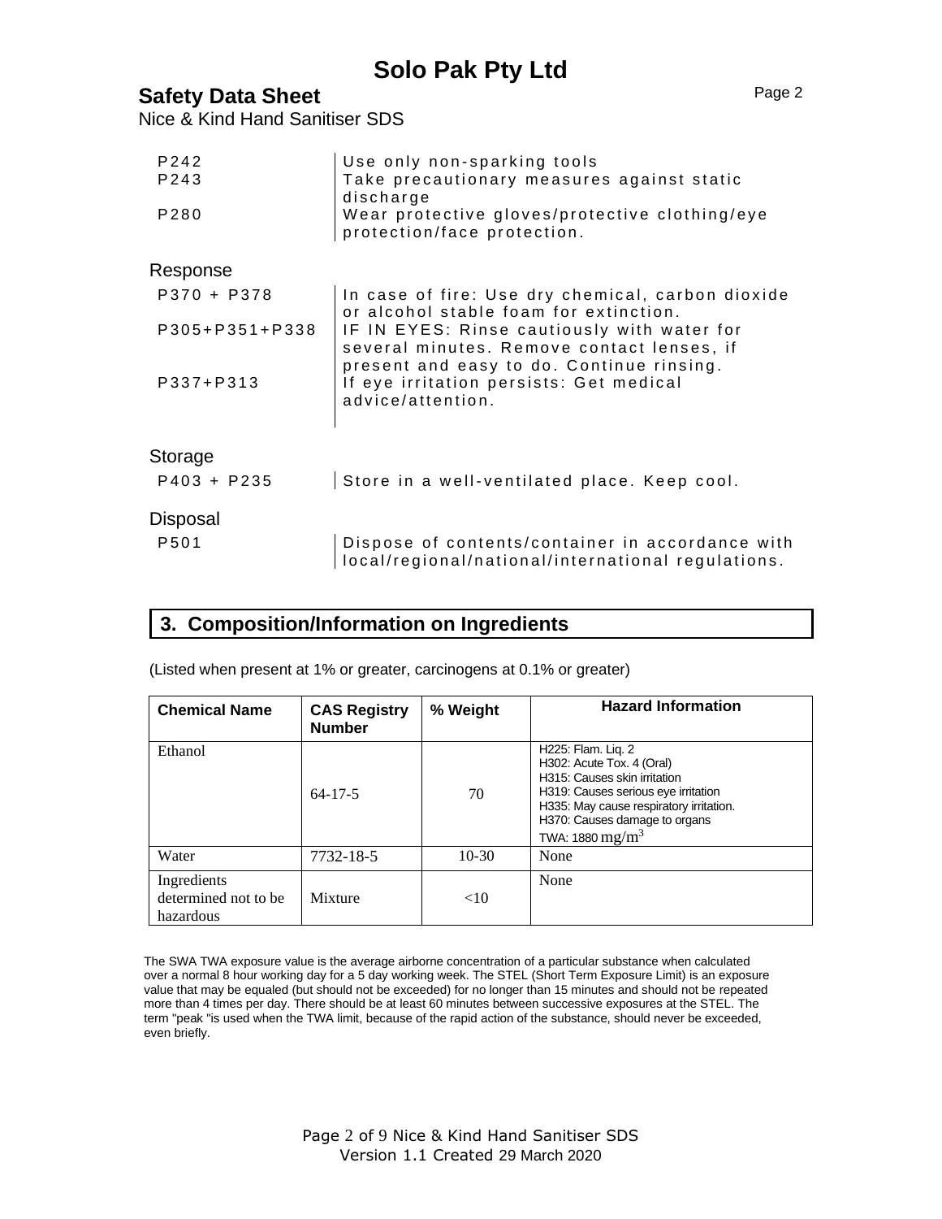| | |
|---|---|
| P242 | Use only non-sparking tools |
| P243 | Take precautionary measures against static discharge |
| P280 | Wear protective gloves/protective clothing/eye protection/face protection. |

Response

| | |
|---|---|
| P370 + P378 | In case of fire: Use dry chemical, carbon dioxide or alcohol stable foam for extinction. |
| P305+P351+P338 | IF IN EYES: Rinse cautiously with water for several minutes. Remove contact lenses, if present and easy to do. Continue rinsing. |
| P337+P313 | If eye irritation persists: Get medical advice/attention. |

Storage

| | |
|---|---|
| P403 + P235 | Store in a well-ventilated place. Keep cool. |

Disposal

| | |
|---|---|
| P501 | Dispose of contents/container in accordance with local/regional/national/international regulations. |

## 3. Composition/Information on Ingredients

(Listed when present at 1% or greater, carcinogens at 0.1% or greater)

| Chemical Name | CAS Registry Number | % Weight | Hazard Information |
|---|---|---|---|
| Ethanol | 64-17-5 | 70 | H225: Flam. Liq. 2<br>H302: Acute Tox. 4 (Oral)<br>H315: Causes skin irritation<br>H319: Causes serious eye irritation<br>H335: May cause respiratory irritation.<br>H370: Causes damage to organs<br>TWA: 1880 $mg/m^3$ |
| Water | 7732-18-5 | 10-30 | None |
| Ingredients determined not to be hazardous | Mixture | <10 | None |

The SWA TWA exposure value is the average airborne concentration of a particular substance when calculated over a normal 8 hour working day for a 5 day working week. The STEL (Short Term Exposure Limit) is an exposure value that may be equaled (but should not be exceeded) for no longer than 15 minutes and should not be repeated more than 4 times per day. There should be at least 60 minutes between successive exposures at the STEL. The term "peak "is used when the TWA limit, because of the rapid action of the substance, should never be exceeded, even briefly.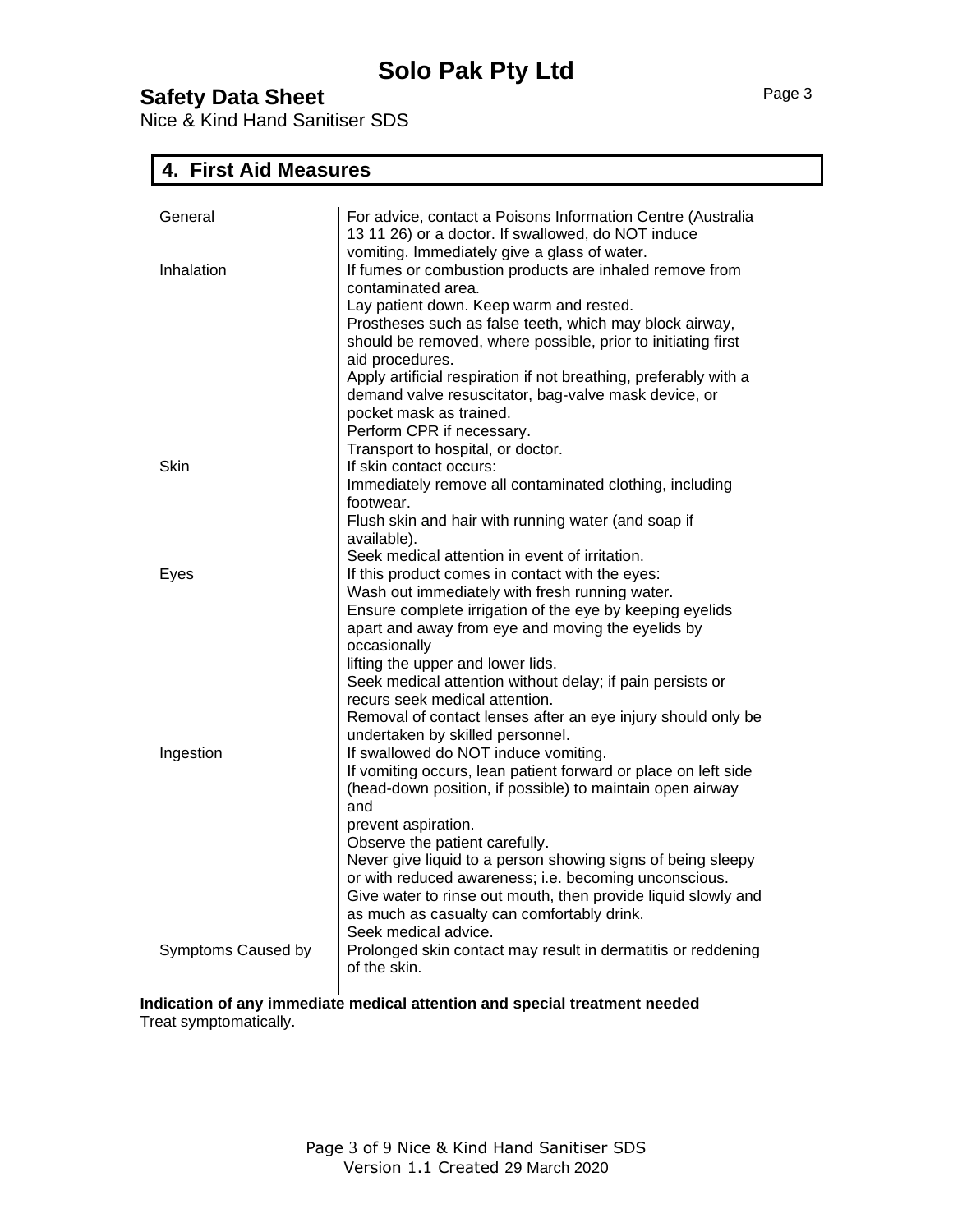## 4. First Aid Measures

| | |
|---|---|
| General | For advice, contact a Poisons Information Centre (Australia 13 11 26) or a doctor. If swallowed, do NOT induce vomiting. Immediately give a glass of water. |
| Inhalation | If fumes or combustion products are inhaled remove from contaminated area.<br>Lay patient down. Keep warm and rested.<br>Prostheses such as false teeth, which may block airway, should be removed, where possible, prior to initiating first aid procedures.<br>Apply artificial respiration if not breathing, preferably with a demand valve resuscitator, bag-valve mask device, or pocket mask as trained.<br>Perform CPR if necessary.<br>Transport to hospital, or doctor. |
| Skin | If skin contact occurs:<br>Immediately remove all contaminated clothing, including footwear.<br>Flush skin and hair with running water (and soap if available).<br>Seek medical attention in event of irritation. |
| Eyes | If this product comes in contact with the eyes:<br>Wash out immediately with fresh running water.<br>Ensure complete irrigation of the eye by keeping eyelids apart and away from eye and moving the eyelids by occasionally<br>lifting the upper and lower lids.<br>Seek medical attention without delay; if pain persists or recurs seek medical attention.<br>Removal of contact lenses after an eye injury should only be undertaken by skilled personnel. |
| Ingestion | If swallowed do NOT induce vomiting.<br>If vomiting occurs, lean patient forward or place on left side (head-down position, if possible) to maintain open airway and<br>prevent aspiration.<br>Observe the patient carefully.<br>Never give liquid to a person showing signs of being sleepy or with reduced awareness; i.e. becoming unconscious.<br>Give water to rinse out mouth, then provide liquid slowly and as much as casualty can comfortably drink.<br>Seek medical advice. |
| Symptoms Caused by | Prolonged skin contact may result in dermatitis or reddening of the skin. |

**Indication of any immediate medical attention and special treatment needed**
Treat symptomatically.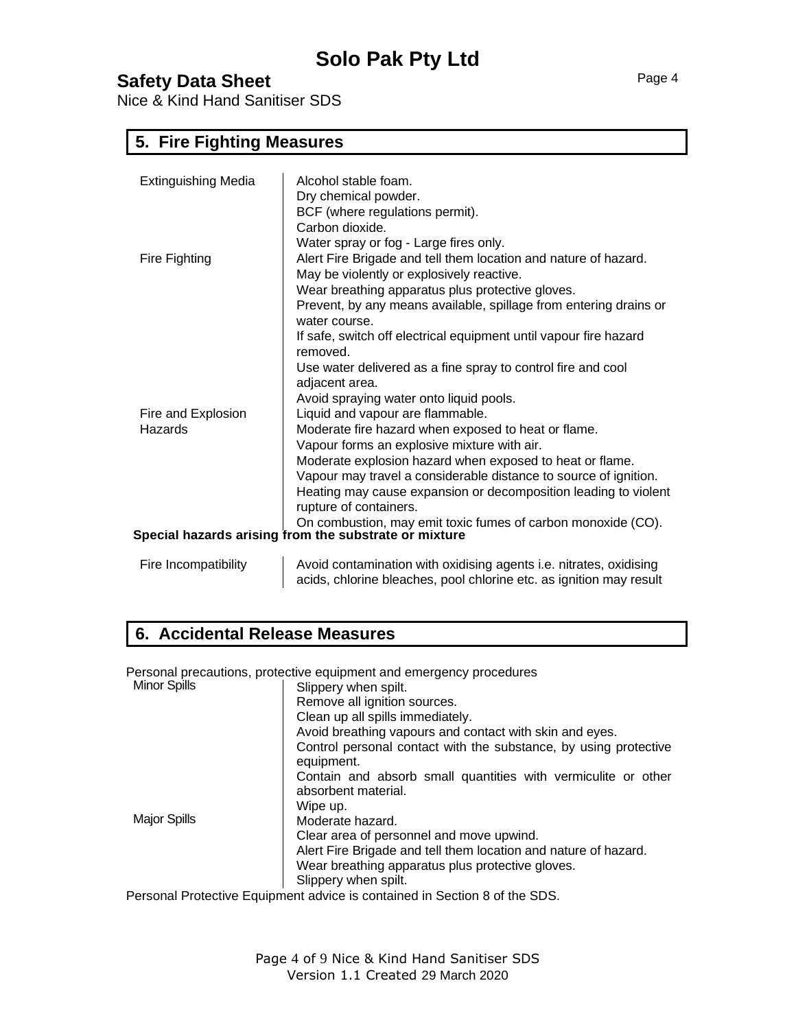## 5. Fire Fighting Measures

| | |
|---|---|
| Extinguishing Media | Alcohol stable foam.<br>Dry chemical powder.<br>BCF (where regulations permit).<br>Carbon dioxide.<br>Water spray or fog - Large fires only. |
| Fire Fighting | Alert Fire Brigade and tell them location and nature of hazard.<br>May be violently or explosively reactive.<br>Wear breathing apparatus plus protective gloves.<br>Prevent, by any means available, spillage from entering drains or water course.<br>If safe, switch off electrical equipment until vapour fire hazard removed.<br>Use water delivered as a fine spray to control fire and cool adjacent area.<br>Avoid spraying water onto liquid pools. |
| Fire and Explosion Hazards | Liquid and vapour are flammable.<br>Moderate fire hazard when exposed to heat or flame.<br>Vapour forms an explosive mixture with air.<br>Moderate explosion hazard when exposed to heat or flame.<br>Vapour may travel a considerable distance to source of ignition.<br>Heating may cause expansion or decomposition leading to violent rupture of containers.<br>On combustion, may emit toxic fumes of carbon monoxide (CO). |

**Special hazards arising from the substrate or mixture**

| | |
|---|---|
| Fire Incompatibility | Avoid contamination with oxidising agents i.e. nitrates, oxidising acids, chlorine bleaches, pool chlorine etc. as ignition may result |

## 6. Accidental Release Measures

Personal precautions, protective equipment and emergency procedures

| | |
|---|---|
| Minor Spills | Slippery when spilt.<br>Remove all ignition sources.<br>Clean up all spills immediately.<br>Avoid breathing vapours and contact with skin and eyes.<br>Control personal contact with the substance, by using protective equipment.<br>Contain and absorb small quantities with vermiculite or other absorbent material.<br>Wipe up. |
| Major Spills | Moderate hazard.<br>Clear area of personnel and move upwind.<br>Alert Fire Brigade and tell them location and nature of hazard.<br>Wear breathing apparatus plus protective gloves.<br>Slippery when spilt. |

Personal Protective Equipment advice is contained in Section 8 of the SDS.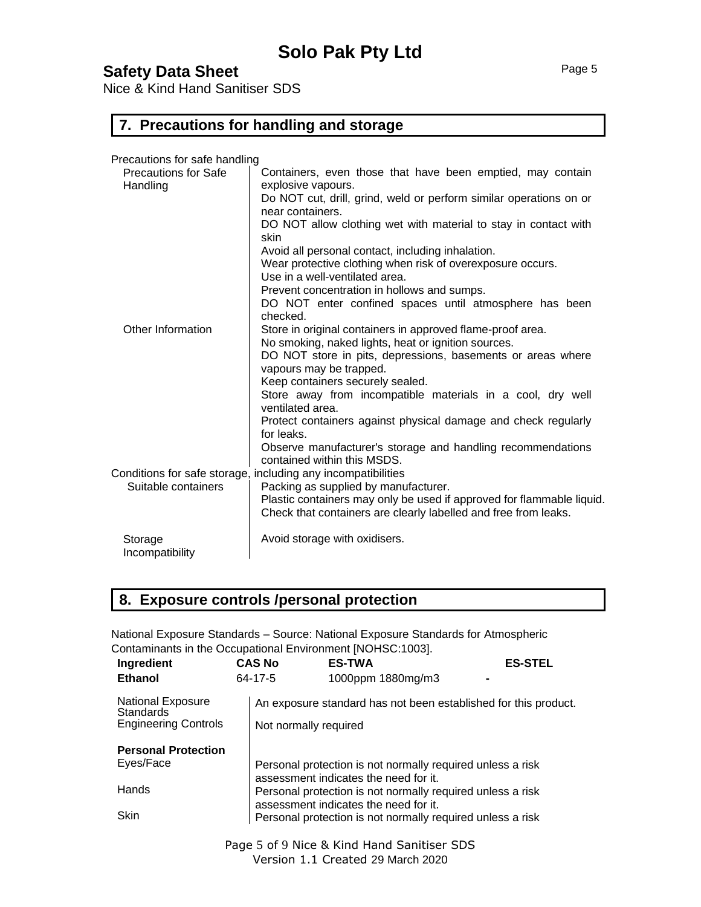## 7. Precautions for handling and storage

Precautions for safe handling

| | |
|---|---|
| Precautions for Safe Handling | Containers, even those that have been emptied, may contain explosive vapours.<br>Do NOT cut, drill, grind, weld or perform similar operations on or near containers.<br>DO NOT allow clothing wet with material to stay in contact with skin<br>Avoid all personal contact, including inhalation.<br>Wear protective clothing when risk of overexposure occurs.<br>Use in a well-ventilated area.<br>Prevent concentration in hollows and sumps.<br>DO NOT enter confined spaces until atmosphere has been checked. |
| Other Information | Store in original containers in approved flame-proof area.<br>No smoking, naked lights, heat or ignition sources.<br>DO NOT store in pits, depressions, basements or areas where vapours may be trapped.<br>Keep containers securely sealed.<br>Store away from incompatible materials in a cool, dry well ventilated area.<br>Protect containers against physical damage and check regularly for leaks.<br>Observe manufacturer's storage and handling recommendations contained within this MSDS. |

Conditions for safe storage, including any incompatibilities

| | |
|---|---|
| Suitable containers | Packing as supplied by manufacturer.<br>Plastic containers may only be used if approved for flammable liquid.<br>Check that containers are clearly labelled and free from leaks. |
| Storage Incompatibility | Avoid storage with oxidisers. |

## 8. Exposure controls /personal protection

National Exposure Standards – Source: National Exposure Standards for Atmospheric Contaminants in the Occupational Environment [NOHSC:1003].

| Ingredient | CAS No | ES-TWA | ES-STEL |
|---|---|---|---|
| **Ethanol** | 64-17-5 | 1000ppm 1880mg/m3 | - |

| | |
|---|---|
| National Exposure Standards | An exposure standard has not been established for this product. |
| Engineering Controls | Not normally required |
| **Personal Protection** | |
| Eyes/Face | Personal protection is not normally required unless a risk assessment indicates the need for it. |
| Hands | Personal protection is not normally required unless a risk assessment indicates the need for it. |
| Skin | Personal protection is not normally required unless a risk |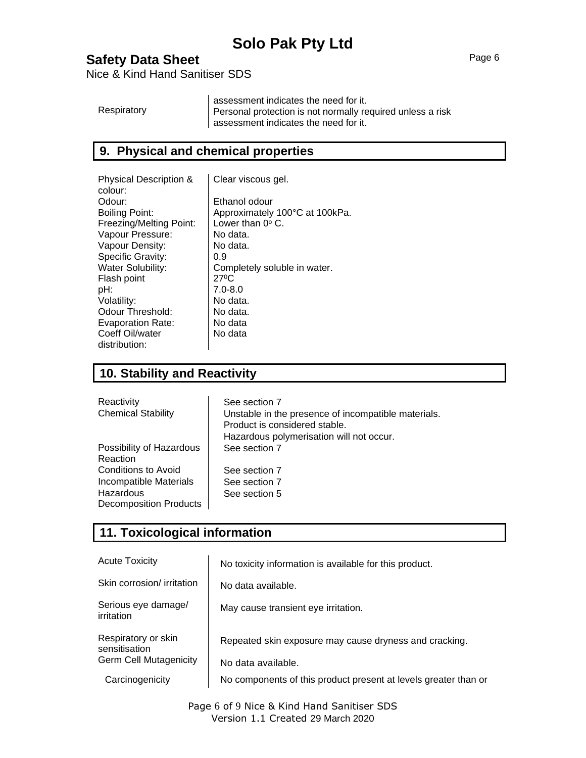| | |
|---|---|
| | assessment indicates the need for it. |
| Respiratory | Personal protection is not normally required unless a risk assessment indicates the need for it. |

## 9. Physical and chemical properties

| | |
|---|---|
| Physical Description & colour: | Clear viscous gel. |
| Odour: | Ethanol odour |
| Boiling Point: | Approximately 100°C at 100kPa. |
| Freezing/Melting Point: | Lower than 0° C. |
| Vapour Pressure: | No data. |
| Vapour Density: | No data. |
| Specific Gravity: | 0.9 |
| Water Solubility: | Completely soluble in water. |
| Flash point | 27°C |
| pH: | 7.0-8.0 |
| Volatility: | No data. |
| Odour Threshold: | No data. |
| Evaporation Rate: | No data |
| Coeff Oil/water distribution: | No data |

## 10. Stability and Reactivity

| | |
|---|---|
| Reactivity | See section 7 |
| Chemical Stability | Unstable in the presence of incompatible materials. Product is considered stable. Hazardous polymerisation will not occur. |
| Possibility of Hazardous Reaction | See section 7 |
| Conditions to Avoid | See section 7 |
| Incompatible Materials | See section 7 |
| Hazardous Decomposition Products | See section 5 |

## 11. Toxicological information

| | |
|---|---|
| Acute Toxicity | No toxicity information is available for this product. |
| Skin corrosion/ irritation | No data available. |
| Serious eye damage/ irritation | May cause transient eye irritation. |
| Respiratory or skin sensitisation | Repeated skin exposure may cause dryness and cracking. |
| Germ Cell Mutagenicity | No data available. |
| Carcinogenicity | No components of this product present at levels greater than or |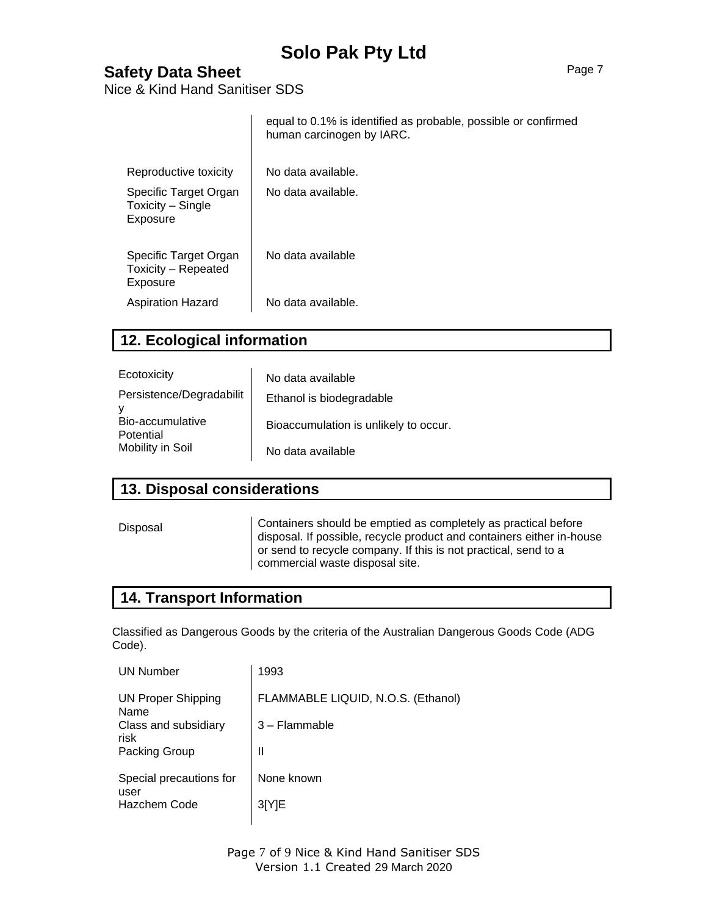| | |
|---|---|
| | equal to 0.1% is identified as probable, possible or confirmed human carcinogen by IARC. |
| Reproductive toxicity | No data available. |
| Specific Target Organ Toxicity – Single Exposure | No data available. |
| Specific Target Organ Toxicity – Repeated Exposure | No data available |
| Aspiration Hazard | No data available. |

## 12. Ecological information

| | |
|---|---|
| Ecotoxicity | No data available |
| Persistence/Degradability | Ethanol is biodegradable |
| Bio-accumulative Potential | Bioaccumulation is unlikely to occur. |
| Mobility in Soil | No data available |

## 13. Disposal considerations

| | |
|---|---|
| Disposal | Containers should be emptied as completely as practical before disposal. If possible, recycle product and containers either in-house or send to recycle company. If this is not practical, send to a commercial waste disposal site. |

## 14. Transport Information

Classified as Dangerous Goods by the criteria of the Australian Dangerous Goods Code (ADG Code).

| | |
|---|---|
| UN Number | 1993 |
| UN Proper Shipping Name | FLAMMABLE LIQUID, N.O.S. (Ethanol) |
| Class and subsidiary risk | 3 – Flammable |
| Packing Group | II |
| Special precautions for user | None known |
| Hazchem Code | 3[Y]E |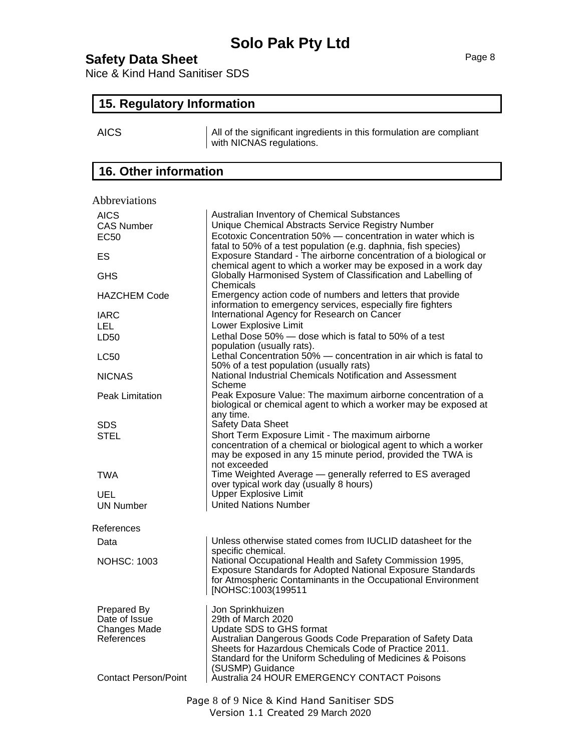## 15. Regulatory Information

| | |
|---|---|
| AICS | All of the significant ingredients in this formulation are compliant with NICNAS regulations. |

## 16. Other information

Abbreviations

| | |
|---|---|
| AICS | Australian Inventory of Chemical Substances |
| CAS Number | Unique Chemical Abstracts Service Registry Number |
| EC50 | Ecotoxic Concentration 50% — concentration in water which is fatal to 50% of a test population (e.g. daphnia, fish species) |
| ES | Exposure Standard - The airborne concentration of a biological or chemical agent to which a worker may be exposed in a work day |
| GHS | Globally Harmonised System of Classification and Labelling of Chemicals |
| HAZCHEM Code | Emergency action code of numbers and letters that provide information to emergency services, especially fire fighters |
| IARC | International Agency for Research on Cancer |
| LEL | Lower Explosive Limit |
| LD50 | Lethal Dose 50% — dose which is fatal to 50% of a test population (usually rats). |
| LC50 | Lethal Concentration 50% — concentration in air which is fatal to 50% of a test population (usually rats) |
| NICNAS | National Industrial Chemicals Notification and Assessment Scheme |
| Peak Limitation | Peak Exposure Value: The maximum airborne concentration of a biological or chemical agent to which a worker may be exposed at any time. |
| SDS | Safety Data Sheet |
| STEL | Short Term Exposure Limit - The maximum airborne concentration of a chemical or biological agent to which a worker may be exposed in any 15 minute period, provided the TWA is not exceeded |
| TWA | Time Weighted Average — generally referred to ES averaged over typical work day (usually 8 hours) |
| UEL | Upper Explosive Limit |
| UN Number | United Nations Number |

References

| | |
|---|---|
| Data | Unless otherwise stated comes from IUCLID datasheet for the specific chemical. |
| NOHSC: 1003 | National Occupational Health and Safety Commission 1995, Exposure Standards for Adopted National Exposure Standards for Atmospheric Contaminants in the Occupational Environment [NOHSC:1003(199511 |

| | |
|---|---|
| Prepared By | Jon Sprinkhuizen |
| Date of Issue | 29th of March 2020 |
| Changes Made | Update SDS to GHS format |
| References | Australian Dangerous Goods Code Preparation of Safety Data Sheets for Hazardous Chemicals Code of Practice 2011. Standard for the Uniform Scheduling of Medicines & Poisons (SUSMP) Guidance |
| Contact Person/Point | Australia 24 HOUR EMERGENCY CONTACT Poisons |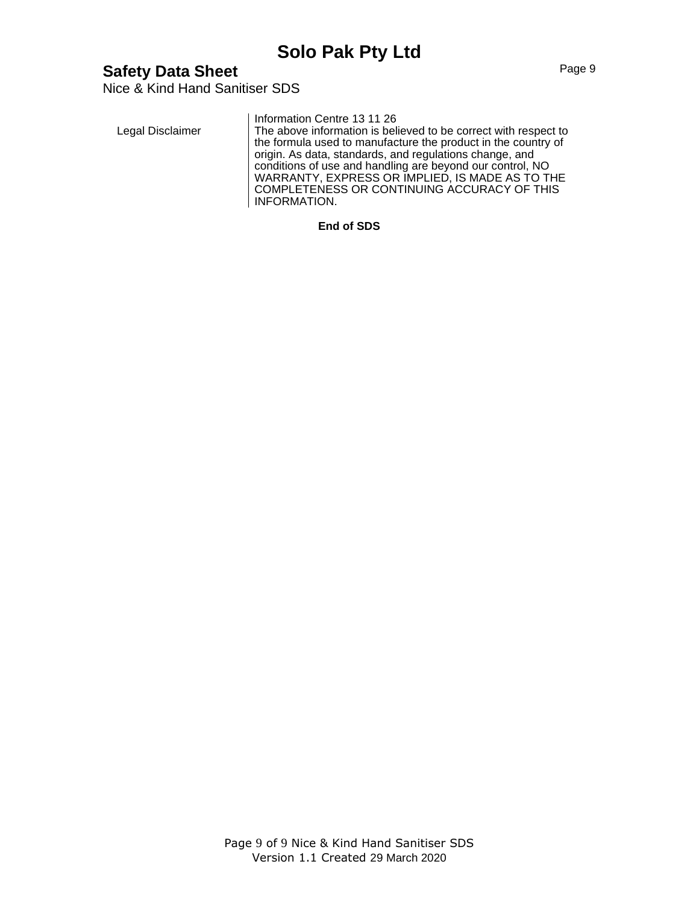| | |
|---|---|
| | Information Centre 13 11 26 |
| Legal Disclaimer | The above information is believed to be correct with respect to the formula used to manufacture the product in the country of origin. As data, standards, and regulations change, and conditions of use and handling are beyond our control, NO WARRANTY, EXPRESS OR IMPLIED, IS MADE AS TO THE COMPLETENESS OR CONTINUING ACCURACY OF THIS INFORMATION. |

**End of SDS**